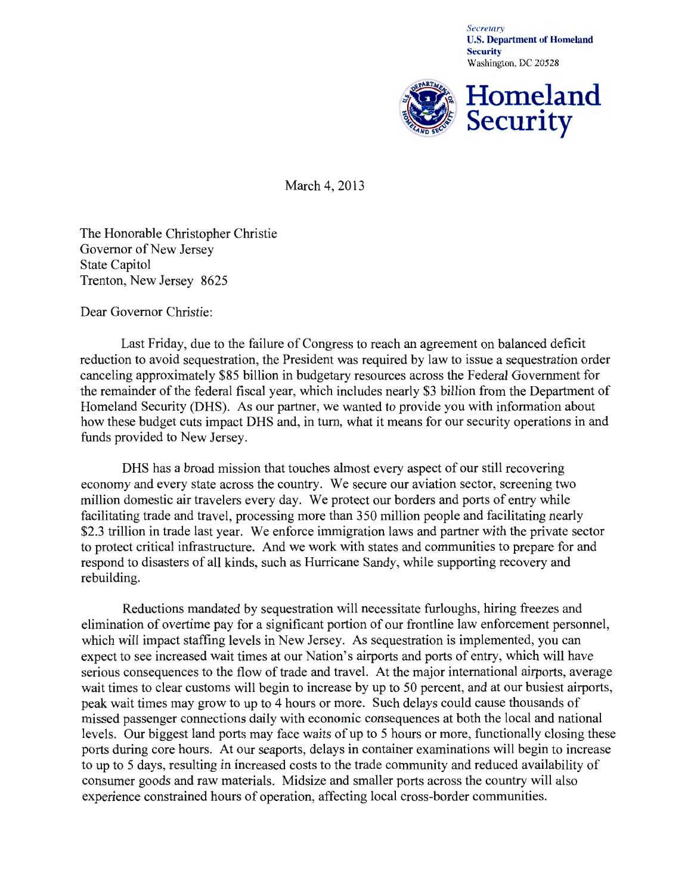*Secretary*
**U.S. Department of Homeland Security**
Washington, DC 20528

**Homeland Security**

March 4, 2013

The Honorable Christopher Christie
Governor of New Jersey
State Capitol
Trenton, New Jersey 8625

Dear Governor Christie:

Last Friday, due to the failure of Congress to reach an agreement on balanced deficit reduction to avoid sequestration, the President was required by law to issue a sequestration order canceling approximately $85 billion in budgetary resources across the Federal Government for the remainder of the federal fiscal year, which includes nearly $3 billion from the Department of Homeland Security (DHS). As our partner, we wanted to provide you with information about how these budget cuts impact DHS and, in turn, what it means for our security operations in and funds provided to New Jersey.

DHS has a broad mission that touches almost every aspect of our still recovering economy and every state across the country. We secure our aviation sector, screening two million domestic air travelers every day. We protect our borders and ports of entry while facilitating trade and travel, processing more than 350 million people and facilitating nearly $2.3 trillion in trade last year. We enforce immigration laws and partner with the private sector to protect critical infrastructure. And we work with states and communities to prepare for and respond to disasters of all kinds, such as Hurricane Sandy, while supporting recovery and rebuilding.

Reductions mandated by sequestration will necessitate furloughs, hiring freezes and elimination of overtime pay for a significant portion of our frontline law enforcement personnel, which will impact staffing levels in New Jersey. As sequestration is implemented, you can expect to see increased wait times at our Nation's airports and ports of entry, which will have serious consequences to the flow of trade and travel. At the major international airports, average wait times to clear customs will begin to increase by up to 50 percent, and at our busiest airports, peak wait times may grow to up to 4 hours or more. Such delays could cause thousands of missed passenger connections daily with economic consequences at both the local and national levels. Our biggest land ports may face waits of up to 5 hours or more, functionally closing these ports during core hours. At our seaports, delays in container examinations will begin to increase to up to 5 days, resulting in increased costs to the trade community and reduced availability of consumer goods and raw materials. Midsize and smaller ports across the country will also experience constrained hours of operation, affecting local cross-border communities.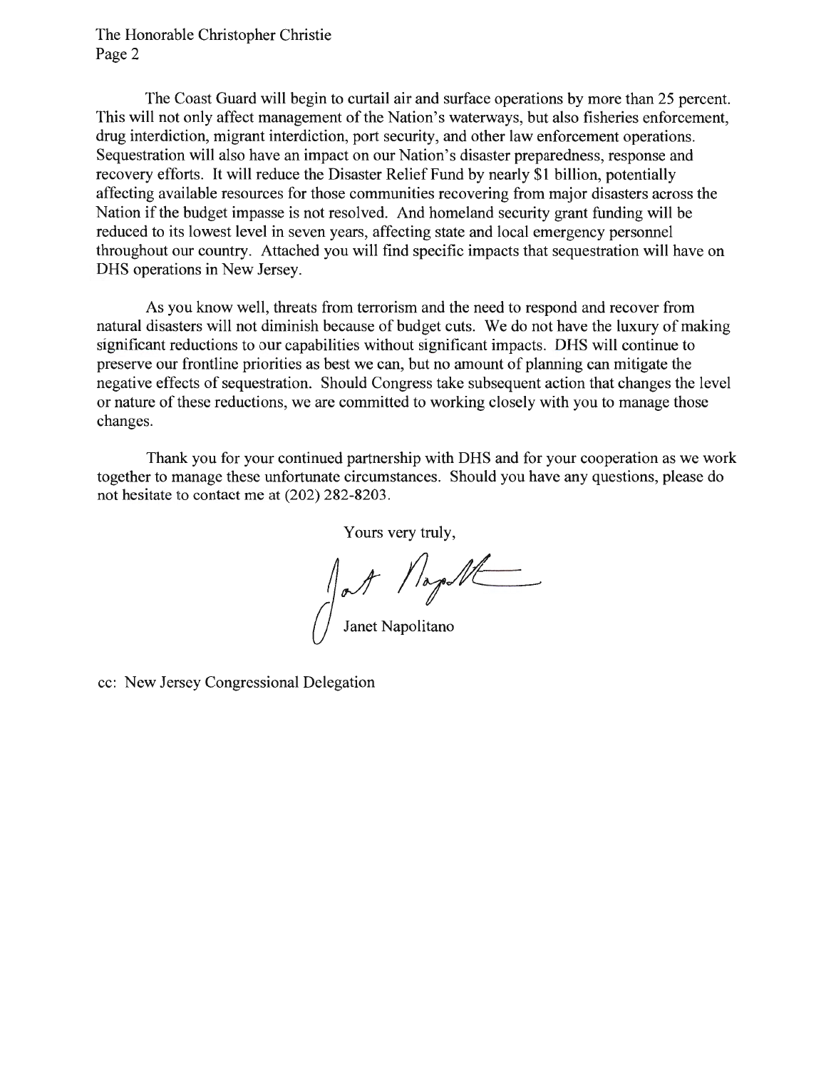The Coast Guard will begin to curtail air and surface operations by more than 25 percent. This will not only affect management of the Nation's waterways, but also fisheries enforcement, drug interdiction, migrant interdiction, port security, and other law enforcement operations. Sequestration will also have an impact on our Nation's disaster preparedness, response and recovery efforts. It will reduce the Disaster Relief Fund by nearly $1 billion, potentially affecting available resources for those communities recovering from major disasters across the Nation if the budget impasse is not resolved. And homeland security grant funding will be reduced to its lowest level in seven years, affecting state and local emergency personnel throughout our country. Attached you will find specific impacts that sequestration will have on DHS operations in New Jersey.

As you know well, threats from terrorism and the need to respond and recover from natural disasters will not diminish because of budget cuts. We do not have the luxury of making significant reductions to our capabilities without significant impacts. DHS will continue to preserve our frontline priorities as best we can, but no amount of planning can mitigate the negative effects of sequestration. Should Congress take subsequent action that changes the level or nature of these reductions, we are committed to working closely with you to manage those changes.

Thank you for your continued partnership with DHS and for your cooperation as we work together to manage these unfortunate circumstances. Should you have any questions, please do not hesitate to contact me at (202) 282-8203.

Yours very truly,

Janet Napolitano

cc: New Jersey Congressional Delegation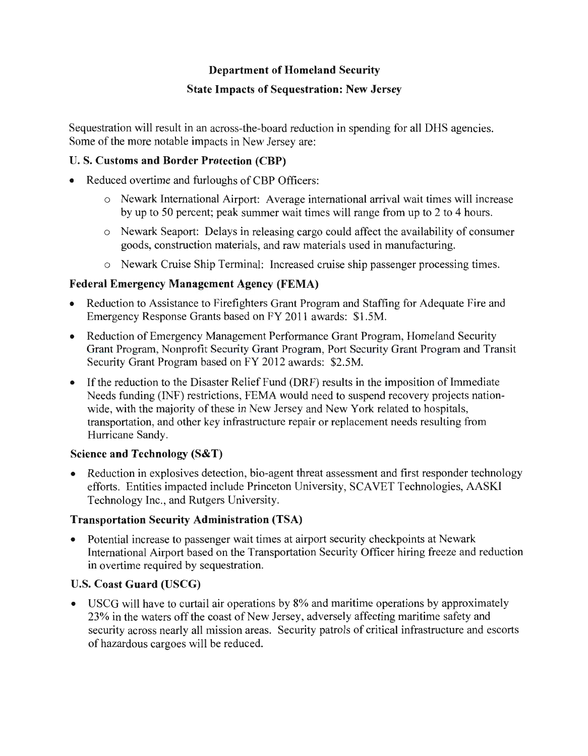# Department of Homeland Security

## State Impacts of Sequestration: New Jersey

Sequestration will result in an across-the-board reduction in spending for all DHS agencies. Some of the more notable impacts in New Jersey are:

### U. S. Customs and Border Protection (CBP)

- Reduced overtime and furloughs of CBP Officers:
  - Newark International Airport: Average international arrival wait times will increase by up to 50 percent; peak summer wait times will range from up to 2 to 4 hours.
  - Newark Seaport: Delays in releasing cargo could affect the availability of consumer goods, construction materials, and raw materials used in manufacturing.
  - Newark Cruise Ship Terminal: Increased cruise ship passenger processing times.

### Federal Emergency Management Agency (FEMA)

- Reduction to Assistance to Firefighters Grant Program and Staffing for Adequate Fire and Emergency Response Grants based on FY 2011 awards: $1.5M.
- Reduction of Emergency Management Performance Grant Program, Homeland Security Grant Program, Nonprofit Security Grant Program, Port Security Grant Program and Transit Security Grant Program based on FY 2012 awards: $2.5M.
- If the reduction to the Disaster Relief Fund (DRF) results in the imposition of Immediate Needs funding (INF) restrictions, FEMA would need to suspend recovery projects nation-wide, with the majority of these in New Jersey and New York related to hospitals, transportation, and other key infrastructure repair or replacement needs resulting from Hurricane Sandy.

### Science and Technology (S&T)

- Reduction in explosives detection, bio-agent threat assessment and first responder technology efforts. Entities impacted include Princeton University, SCAVET Technologies, AASKI Technology Inc., and Rutgers University.

### Transportation Security Administration (TSA)

- Potential increase to passenger wait times at airport security checkpoints at Newark International Airport based on the Transportation Security Officer hiring freeze and reduction in overtime required by sequestration.

### U.S. Coast Guard (USCG)

- USCG will have to curtail air operations by 8% and maritime operations by approximately 23% in the waters off the coast of New Jersey, adversely affecting maritime safety and security across nearly all mission areas. Security patrols of critical infrastructure and escorts of hazardous cargoes will be reduced.